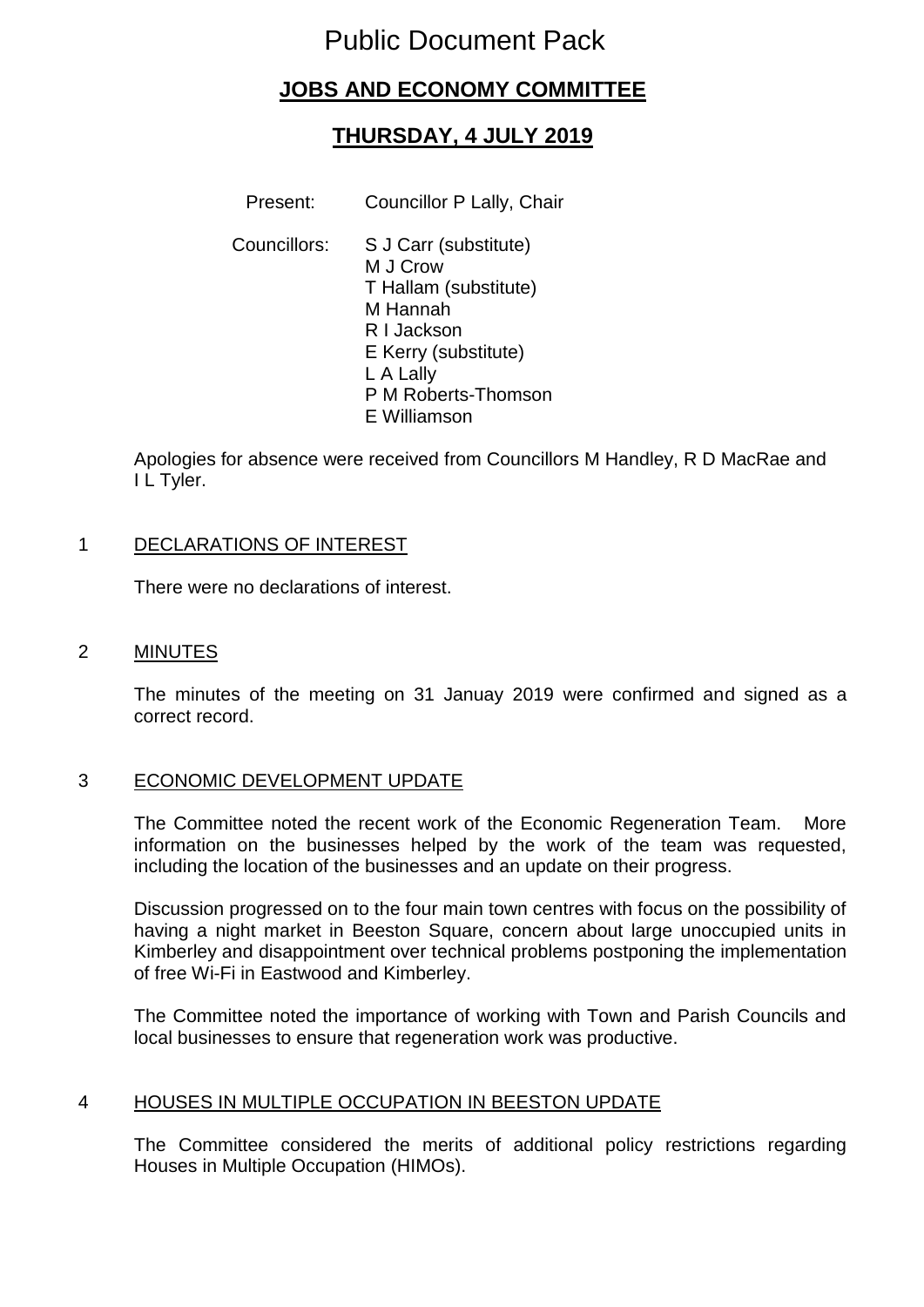# Public Document Pack

## JOBS AND ECONOMY COMMITTEE

## THURSDAY, 4 JULY 2019

Present: Councillor P Lally, Chair

Councillors: S J Carr (substitute)
M J Crow
T Hallam (substitute)
M Hannah
R I Jackson
E Kerry (substitute)
L A Lally
P M Roberts-Thomson
E Williamson

Apologies for absence were received from Councillors M Handley, R D MacRae and I L Tyler.

### 1 DECLARATIONS OF INTEREST

There were no declarations of interest.

### 2 MINUTES

The minutes of the meeting on 31 Januay 2019 were confirmed and signed as a correct record.

### 3 ECONOMIC DEVELOPMENT UPDATE

The Committee noted the recent work of the Economic Regeneration Team. More information on the businesses helped by the work of the team was requested, including the location of the businesses and an update on their progress.

Discussion progressed on to the four main town centres with focus on the possibility of having a night market in Beeston Square, concern about large unoccupied units in Kimberley and disappointment over technical problems postponing the implementation of free Wi-Fi in Eastwood and Kimberley.

The Committee noted the importance of working with Town and Parish Councils and local businesses to ensure that regeneration work was productive.

### 4 HOUSES IN MULTIPLE OCCUPATION IN BEESTON UPDATE

The Committee considered the merits of additional policy restrictions regarding Houses in Multiple Occupation (HIMOs).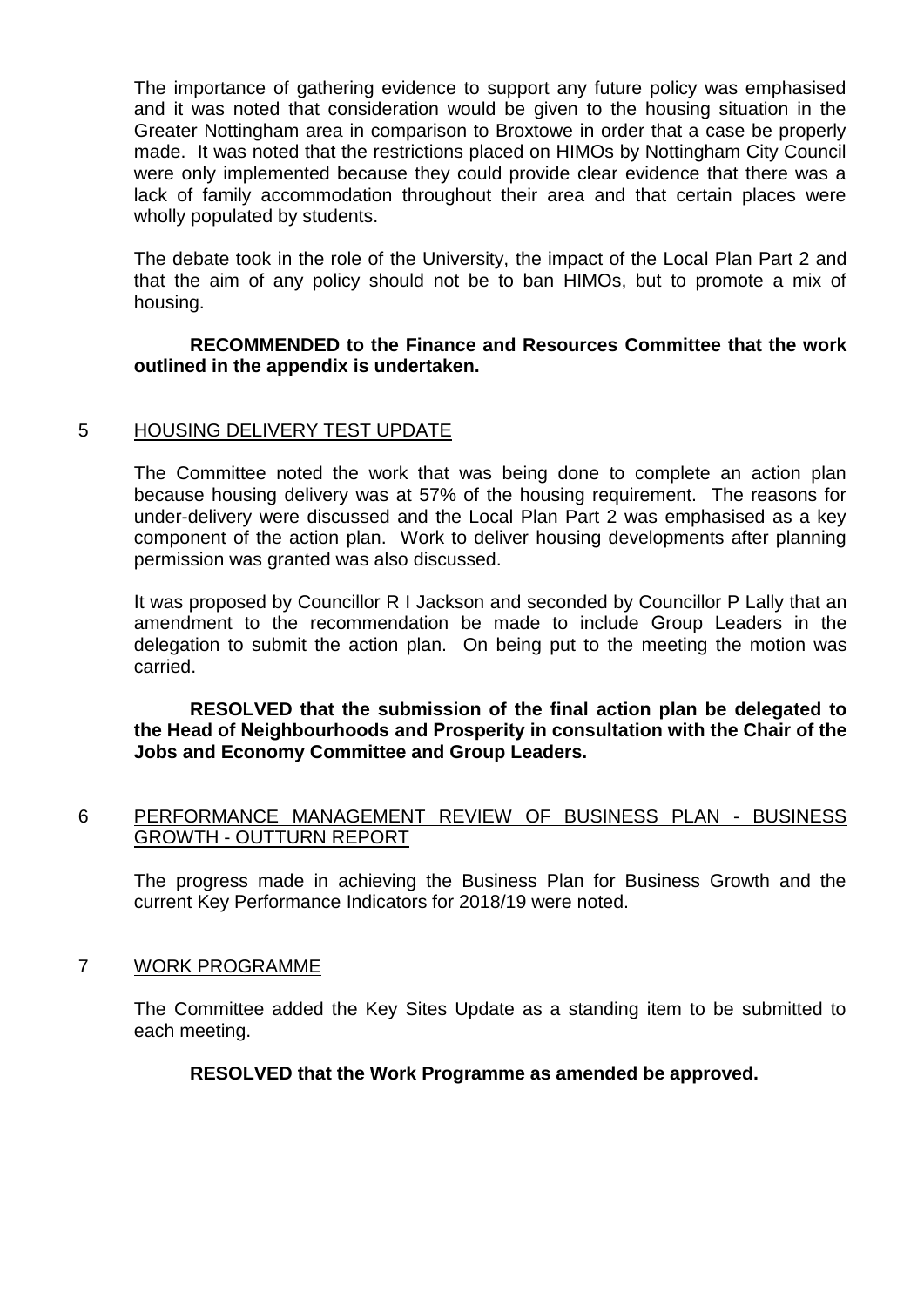The importance of gathering evidence to support any future policy was emphasised and it was noted that consideration would be given to the housing situation in the Greater Nottingham area in comparison to Broxtowe in order that a case be properly made. It was noted that the restrictions placed on HIMOs by Nottingham City Council were only implemented because they could provide clear evidence that there was a lack of family accommodation throughout their area and that certain places were wholly populated by students.

The debate took in the role of the University, the impact of the Local Plan Part 2 and that the aim of any policy should not be to ban HIMOs, but to promote a mix of housing.

**RECOMMENDED to the Finance and Resources Committee that the work outlined in the appendix is undertaken.**

## 5 HOUSING DELIVERY TEST UPDATE

The Committee noted the work that was being done to complete an action plan because housing delivery was at 57% of the housing requirement. The reasons for under-delivery were discussed and the Local Plan Part 2 was emphasised as a key component of the action plan. Work to deliver housing developments after planning permission was granted was also discussed.

It was proposed by Councillor R I Jackson and seconded by Councillor P Lally that an amendment to the recommendation be made to include Group Leaders in the delegation to submit the action plan. On being put to the meeting the motion was carried.

**RESOLVED that the submission of the final action plan be delegated to the Head of Neighbourhoods and Prosperity in consultation with the Chair of the Jobs and Economy Committee and Group Leaders.**

## 6 PERFORMANCE MANAGEMENT REVIEW OF BUSINESS PLAN - BUSINESS GROWTH - OUTTURN REPORT

The progress made in achieving the Business Plan for Business Growth and the current Key Performance Indicators for 2018/19 were noted.

## 7 WORK PROGRAMME

The Committee added the Key Sites Update as a standing item to be submitted to each meeting.

**RESOLVED that the Work Programme as amended be approved.**